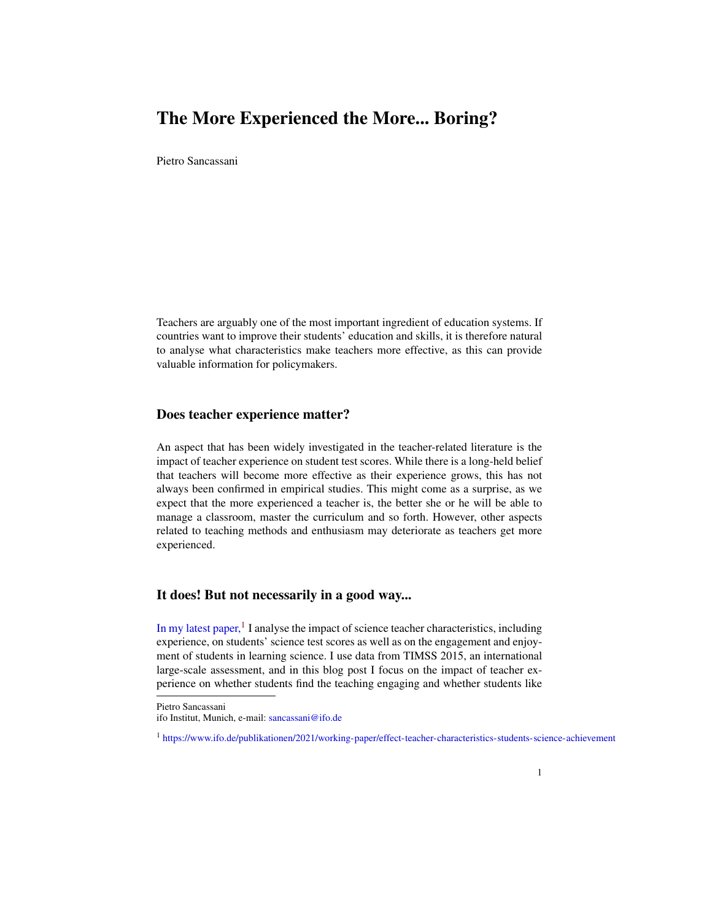# The More Experienced the More... Boring?

Pietro Sancassani

Teachers are arguably one of the most important ingredient of education systems. If countries want to improve their students' education and skills, it is therefore natural to analyse what characteristics make teachers more effective, as this can provide valuable information for policymakers.

## Does teacher experience matter?

An aspect that has been widely investigated in the teacher-related literature is the impact of teacher experience on student test scores. While there is a long-held belief that teachers will become more effective as their experience grows, this has not always been confirmed in empirical studies. This might come as a surprise, as we expect that the more experienced a teacher is, the better she or he will be able to manage a classroom, master the curriculum and so forth. However, other aspects related to teaching methods and enthusiasm may deteriorate as teachers get more experienced.

## It does! But not necessarily in a good way...

In my latest paper,[1] I analyse the impact of science teacher characteristics, including experience, on students' science test scores as well as on the engagement and enjoyment of students in learning science. I use data from TIMSS 2015, an international large-scale assessment, and in this blog post I focus on the impact of teacher experience on whether students find the teaching engaging and whether students like

Pietro Sancassani
ifo Institut, Munich, e-mail: sancassani@ifo.de

[1] https://www.ifo.de/publikationen/2021/working-paper/effect-teacher-characteristics-students-science-achievement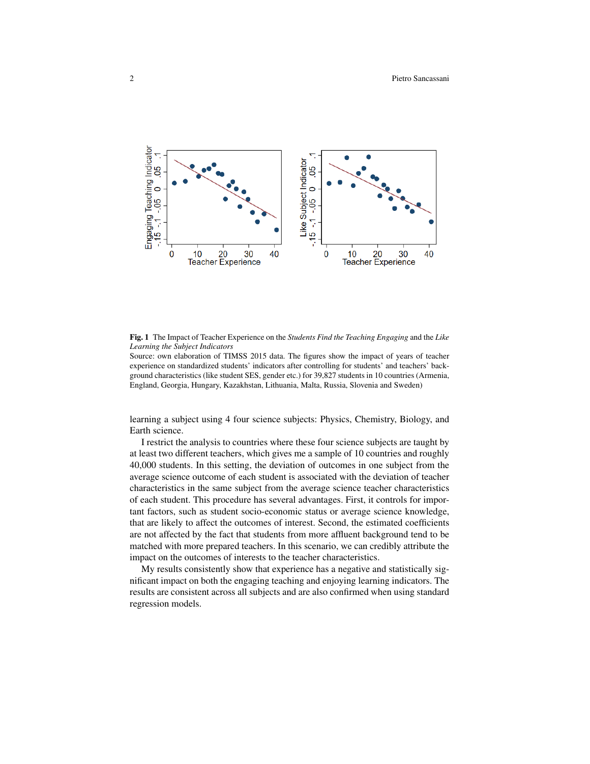Engaging Teaching Indicator
-.15 -.1 -.05 0 .05 .1
0 10 20 30 40
Teacher Experience

Like Subject Indicator
-.15 -.1 -.05 0 .05 .1
0 10 20 30 40
Teacher Experience

**Fig. 1** The Impact of Teacher Experience on the *Students Find the Teaching Engaging* and the *Like Learning the Subject Indicators*
Source: own elaboration of TIMSS 2015 data. The figures show the impact of years of teacher experience on standardized students' indicators after controlling for students' and teachers' background characteristics (like student SES, gender etc.) for 39,827 students in 10 countries (Armenia, England, Georgia, Hungary, Kazakhstan, Lithuania, Malta, Russia, Slovenia and Sweden)

learning a subject using 4 four science subjects: Physics, Chemistry, Biology, and Earth science.

I restrict the analysis to countries where these four science subjects are taught by at least two different teachers, which gives me a sample of 10 countries and roughly 40,000 students. In this setting, the deviation of outcomes in one subject from the average science outcome of each student is associated with the deviation of teacher characteristics in the same subject from the average science teacher characteristics of each student. This procedure has several advantages. First, it controls for important factors, such as student socio-economic status or average science knowledge, that are likely to affect the outcomes of interest. Second, the estimated coefficients are not affected by the fact that students from more affluent background tend to be matched with more prepared teachers. In this scenario, we can credibly attribute the impact on the outcomes of interests to the teacher characteristics.

My results consistently show that experience has a negative and statistically significant impact on both the engaging teaching and enjoying learning indicators. The results are consistent across all subjects and are also confirmed when using standard regression models.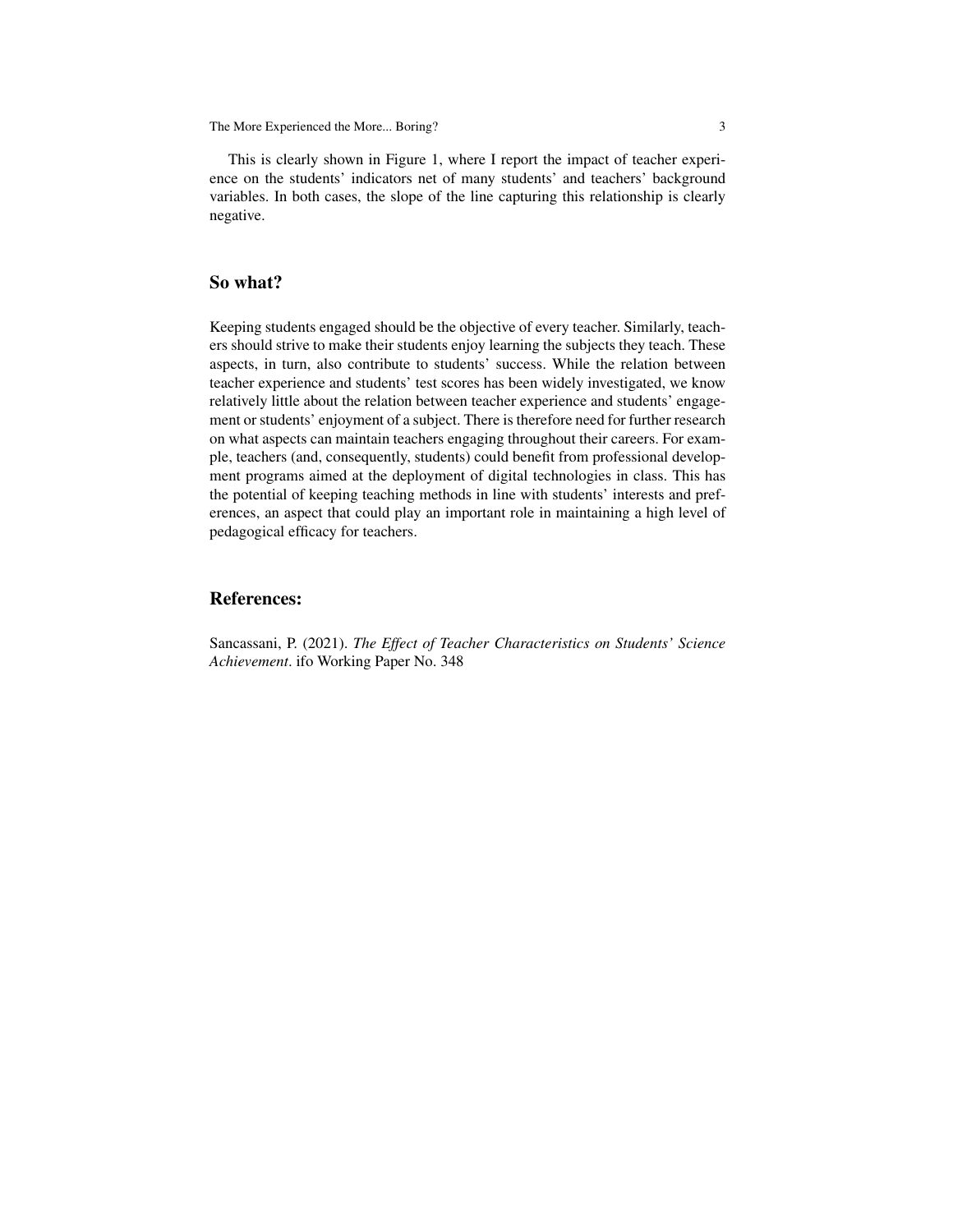This is clearly shown in Figure 1, where I report the impact of teacher experience on the students' indicators net of many students' and teachers' background variables. In both cases, the slope of the line capturing this relationship is clearly negative.

## So what?

Keeping students engaged should be the objective of every teacher. Similarly, teachers should strive to make their students enjoy learning the subjects they teach. These aspects, in turn, also contribute to students' success. While the relation between teacher experience and students' test scores has been widely investigated, we know relatively little about the relation between teacher experience and students' engagement or students' enjoyment of a subject. There is therefore need for further research on what aspects can maintain teachers engaging throughout their careers. For example, teachers (and, consequently, students) could benefit from professional development programs aimed at the deployment of digital technologies in class. This has the potential of keeping teaching methods in line with students' interests and preferences, an aspect that could play an important role in maintaining a high level of pedagogical efficacy for teachers.

## References:

Sancassani, P. (2021). *The Effect of Teacher Characteristics on Students' Science Achievement*. ifo Working Paper No. 348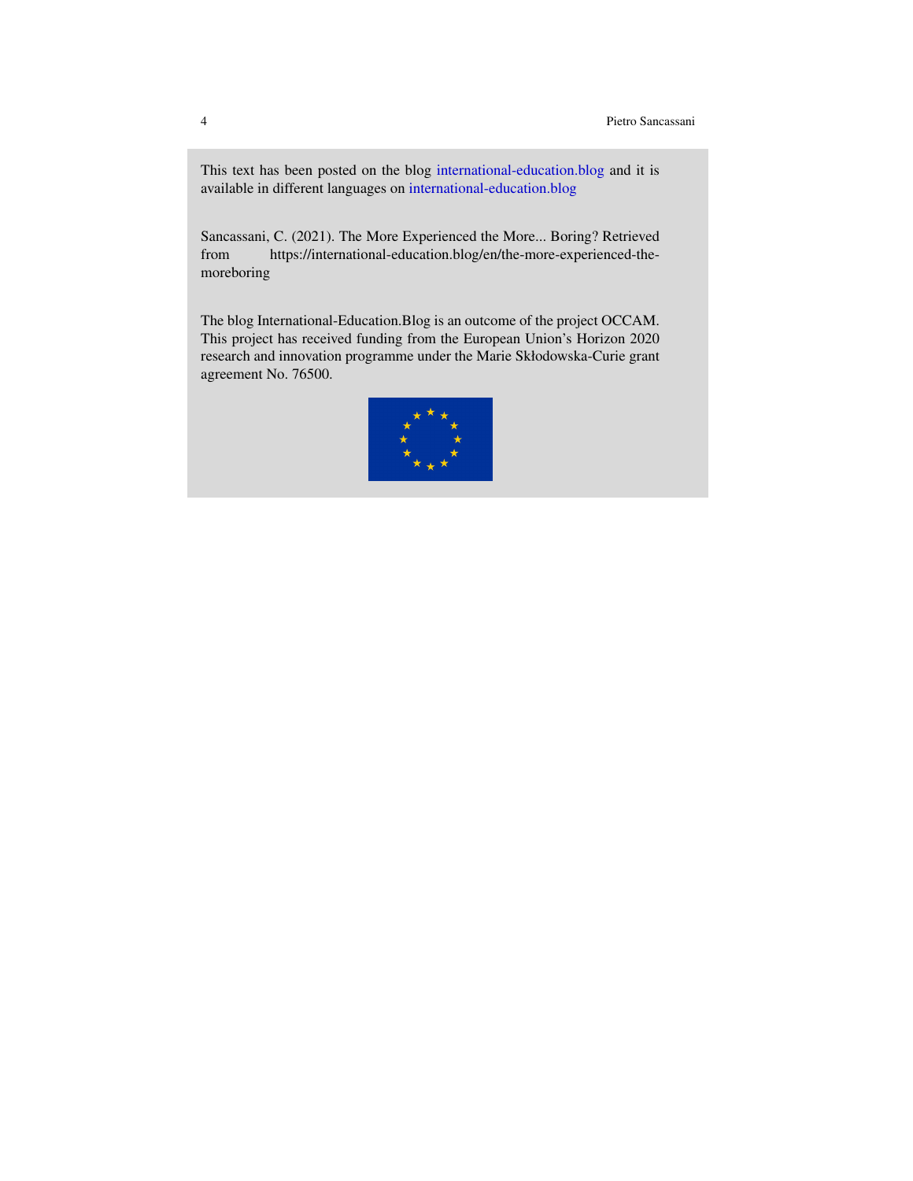This text has been posted on the blog international-education.blog and it is available in different languages on international-education.blog

Sancassani, C. (2021). The More Experienced the More... Boring? Retrieved from https://international-education.blog/en/the-more-experienced-the-moreboring

The blog International-Education.Blog is an outcome of the project OCCAM. This project has received funding from the European Union's Horizon 2020 research and innovation programme under the Marie Skłodowska-Curie grant agreement No. 76500.